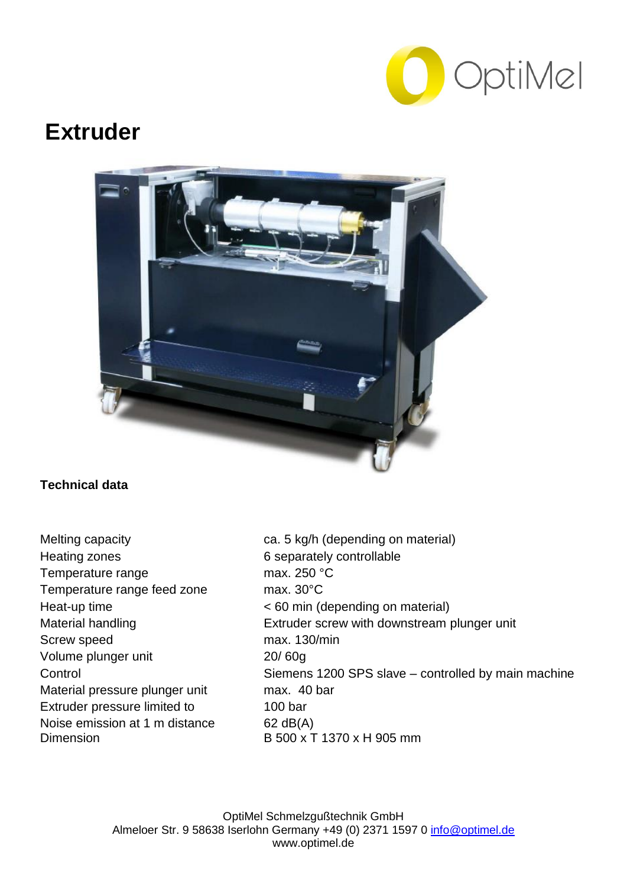OptiMel

# Extruder

**Technical data**

| | |
|---|---|
| Melting capacity | ca. 5 kg/h (depending on material) |
| Heating zones | 6 separately controllable |
| Temperature range | max. 250 °C |
| Temperature range feed zone | max. 30°C |
| Heat-up time | < 60 min (depending on material) |
| Material handling | Extruder screw with downstream plunger unit |
| Screw speed | max. 130/min |
| Volume plunger unit | 20/ 60g |
| Control | Siemens 1200 SPS slave – controlled by main machine |
| Material pressure plunger unit | max. 40 bar |
| Extruder pressure limited to | 100 bar |
| Noise emission at 1 m distance | 62 dB(A) |
| Dimension | B 500 x T 1370 x H 905 mm |

OptiMel Schmelzgußtechnik GmbH
Almeloer Str. 9 58638 Iserlohn Germany +49 (0) 2371 1597 0 info@optimel.de
www.optimel.de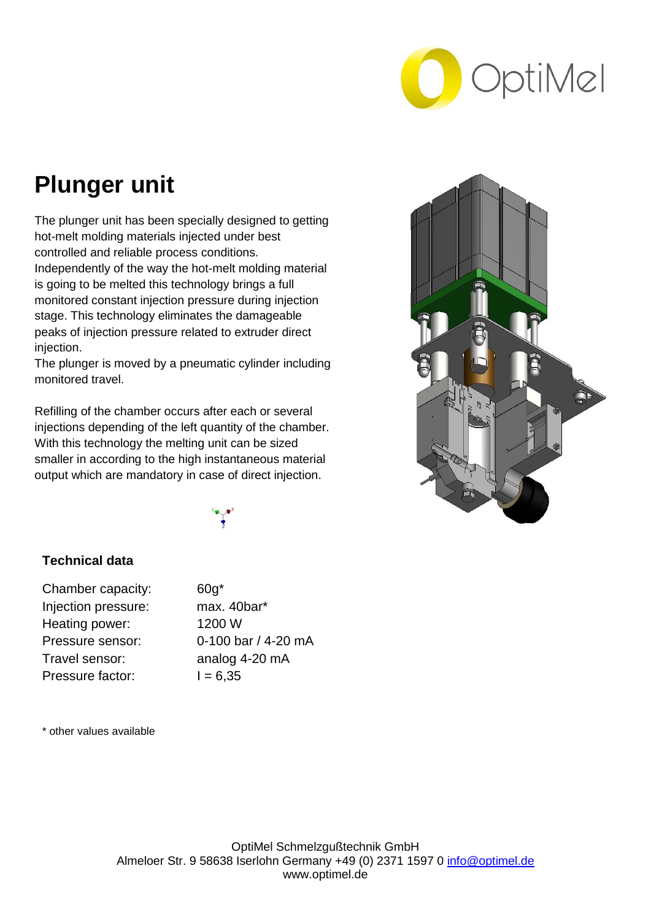# Plunger unit

The plunger unit has been specially designed to getting hot-melt molding materials injected under best controlled and reliable process conditions.
Independently of the way the hot-melt molding material is going to be melted this technology brings a full monitored constant injection pressure during injection stage. This technology eliminates the damageable peaks of injection pressure related to extruder direct injection.
The plunger is moved by a pneumatic cylinder including monitored travel.

Refilling of the chamber occurs after each or several injections depending of the left quantity of the chamber. With this technology the melting unit can be sized smaller in according to the high instantaneous material output which are mandatory in case of direct injection.

### Technical data

| | |
|---|---|
| Chamber capacity: | 60g* |
| Injection pressure: | max. 40bar* |
| Heating power: | 1200 W |
| Pressure sensor: | 0-100 bar / 4-20 mA |
| Travel sensor: | analog 4-20 mA |
| Pressure factor: | I = 6,35 |

\* other values available

OptiMel Schmelzgußtechnik GmbH
Almeloer Str. 9 58638 Iserlohn Germany +49 (0) 2371 1597 0 info@optimel.de
www.optimel.de